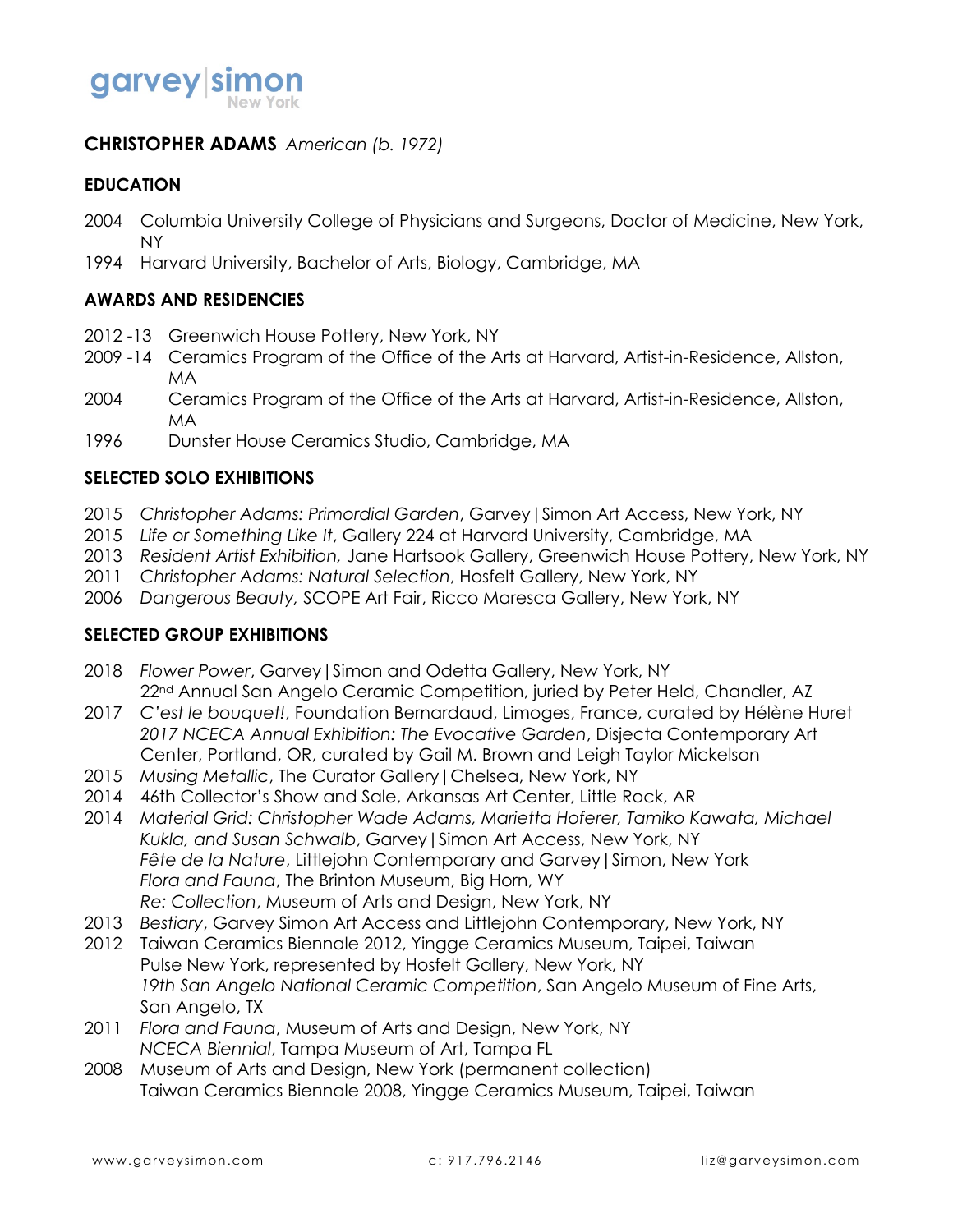garvey|simon
New York

**CHRISTOPHER ADAMS** *American (b. 1972)*

## EDUCATION

2004 Columbia University College of Physicians and Surgeons, Doctor of Medicine, New York, NY
1994 Harvard University, Bachelor of Arts, Biology, Cambridge, MA

## AWARDS AND RESIDENCIES

2012 -13 Greenwich House Pottery, New York, NY
2009 -14 Ceramics Program of the Office of the Arts at Harvard, Artist-in-Residence, Allston, MA
2004 Ceramics Program of the Office of the Arts at Harvard, Artist-in-Residence, Allston, MA
1996 Dunster House Ceramics Studio, Cambridge, MA

## SELECTED SOLO EXHIBITIONS

2015 *Christopher Adams: Primordial Garden*, Garvey|Simon Art Access, New York, NY
2015 *Life or Something Like It*, Gallery 224 at Harvard University, Cambridge, MA
2013 *Resident Artist Exhibition,* Jane Hartsook Gallery, Greenwich House Pottery, New York, NY
2011 *Christopher Adams: Natural Selection*, Hosfelt Gallery, New York, NY
2006 *Dangerous Beauty,* SCOPE Art Fair, Ricco Maresca Gallery, New York, NY

## SELECTED GROUP EXHIBITIONS

2018 *Flower Power*, Garvey|Simon and Odetta Gallery, New York, NY
22nd Annual San Angelo Ceramic Competition, juried by Peter Held, Chandler, AZ
2017 *C'est le bouquet!*, Foundation Bernardaud, Limoges, France, curated by Hélène Huret
*2017 NCECA Annual Exhibition: The Evocative Garden*, Disjecta Contemporary Art Center, Portland, OR, curated by Gail M. Brown and Leigh Taylor Mickelson
2015 *Musing Metallic*, The Curator Gallery|Chelsea, New York, NY
2014 46th Collector's Show and Sale, Arkansas Art Center, Little Rock, AR
2014 *Material Grid: Christopher Wade Adams, Marietta Hoferer, Tamiko Kawata, Michael Kukla, and Susan Schwalb*, Garvey|Simon Art Access, New York, NY
*Fête de la Nature*, Littlejohn Contemporary and Garvey|Simon, New York
*Flora and Fauna*, The Brinton Museum, Big Horn, WY
*Re: Collection*, Museum of Arts and Design, New York, NY
2013 *Bestiary*, Garvey Simon Art Access and Littlejohn Contemporary, New York, NY
2012 Taiwan Ceramics Biennale 2012, Yingge Ceramics Museum, Taipei, Taiwan
Pulse New York, represented by Hosfelt Gallery, New York, NY
*19th San Angelo National Ceramic Competition*, San Angelo Museum of Fine Arts, San Angelo, TX
2011 *Flora and Fauna*, Museum of Arts and Design, New York, NY
*NCECA Biennial*, Tampa Museum of Art, Tampa FL
2008 Museum of Arts and Design, New York (permanent collection)
Taiwan Ceramics Biennale 2008, Yingge Ceramics Museum, Taipei, Taiwan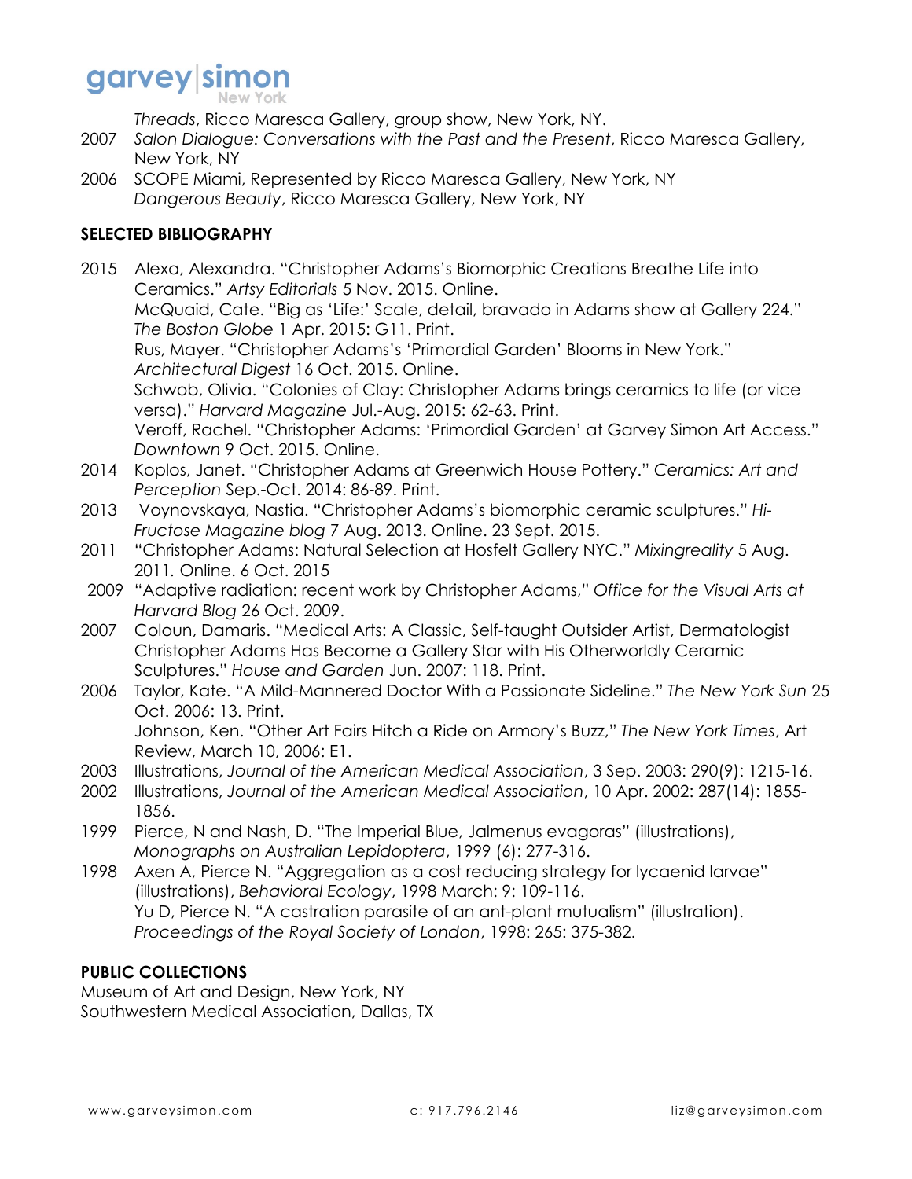*Threads*, Ricco Maresca Gallery, group show, New York, NY.

2007 *Salon Dialogue: Conversations with the Past and the Present*, Ricco Maresca Gallery, New York, NY

2006 SCOPE Miami, Represented by Ricco Maresca Gallery, New York, NY
*Dangerous Beauty*, Ricco Maresca Gallery, New York, NY

**SELECTED BIBLIOGRAPHY**

2015 Alexa, Alexandra. "Christopher Adams's Biomorphic Creations Breathe Life into Ceramics." *Artsy Editorials* 5 Nov. 2015. Online.
McQuaid, Cate. "Big as 'Life:' Scale, detail, bravado in Adams show at Gallery 224." *The Boston Globe* 1 Apr. 2015: G11. Print.
Rus, Mayer. "Christopher Adams's 'Primordial Garden' Blooms in New York." *Architectural Digest* 16 Oct. 2015. Online.
Schwob, Olivia. "Colonies of Clay: Christopher Adams brings ceramics to life (or vice versa)." *Harvard Magazine* Jul.-Aug. 2015: 62-63. Print.
Veroff, Rachel. "Christopher Adams: 'Primordial Garden' at Garvey Simon Art Access." *Downtown* 9 Oct. 2015. Online.

2014 Koplos, Janet. "Christopher Adams at Greenwich House Pottery." *Ceramics: Art and Perception* Sep.-Oct. 2014: 86-89. Print.

2013 Voynovskaya, Nastia. "Christopher Adams's biomorphic ceramic sculptures." *Hi-Fructose Magazine blog* 7 Aug. 2013. Online. 23 Sept. 2015.

2011 "Christopher Adams: Natural Selection at Hosfelt Gallery NYC." *Mixingreality* 5 Aug. 2011. Online. 6 Oct. 2015

2009 "Adaptive radiation: recent work by Christopher Adams," *Office for the Visual Arts at Harvard Blog* 26 Oct. 2009.

2007 Coloun, Damaris. "Medical Arts: A Classic, Self-taught Outsider Artist, Dermatologist Christopher Adams Has Become a Gallery Star with His Otherworldly Ceramic Sculptures." *House and Garden* Jun. 2007: 118. Print.

2006 Taylor, Kate. "A Mild-Mannered Doctor With a Passionate Sideline." *The New York Sun* 25 Oct. 2006: 13. Print.
Johnson, Ken. "Other Art Fairs Hitch a Ride on Armory's Buzz," *The New York Times*, Art Review, March 10, 2006: E1.

2003 Illustrations, *Journal of the American Medical Association*, 3 Sep. 2003: 290(9): 1215-16.

2002 Illustrations, *Journal of the American Medical Association*, 10 Apr. 2002: 287(14): 1855-1856.

1999 Pierce, N and Nash, D. "The Imperial Blue, Jalmenus evagoras" (illustrations), *Monographs on Australian Lepidoptera*, 1999 (6): 277-316.

1998 Axen A, Pierce N. "Aggregation as a cost reducing strategy for lycaenid larvae" (illustrations), *Behavioral Ecology*, 1998 March: 9: 109-116.
Yu D, Pierce N. "A castration parasite of an ant-plant mutualism" (illustration). *Proceedings of the Royal Society of London*, 1998: 265: 375-382.

**PUBLIC COLLECTIONS**

Museum of Art and Design, New York, NY
Southwestern Medical Association, Dallas, TX